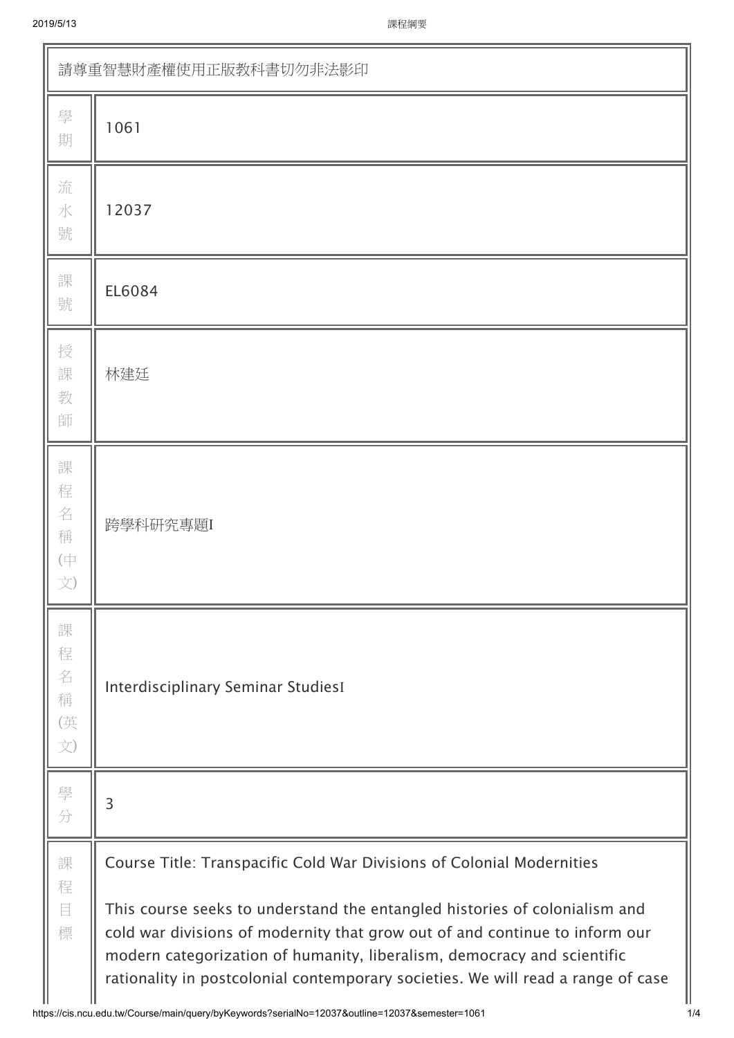| 請尊重智慧財產權使用正版教科書切勿非法影印 | |
|---|---|
| 學期 | 1061 |
| 流水號 | 12037 |
| 課號 | EL6084 |
| 授課教師 | 林建廷 |
| 課程名稱(中文) | 跨學科研究專題I |
| 課程名稱(英文) | Interdisciplinary Seminar StudiesI |
| 學分 | 3 |
| 課程目標 | Course Title: Transpacific Cold War Divisions of Colonial Modernities<br><br>This course seeks to understand the entangled histories of colonialism and cold war divisions of modernity that grow out of and continue to inform our modern categorization of humanity, liberalism, democracy and scientific rationality in postcolonial contemporary societies. We will read a range of case |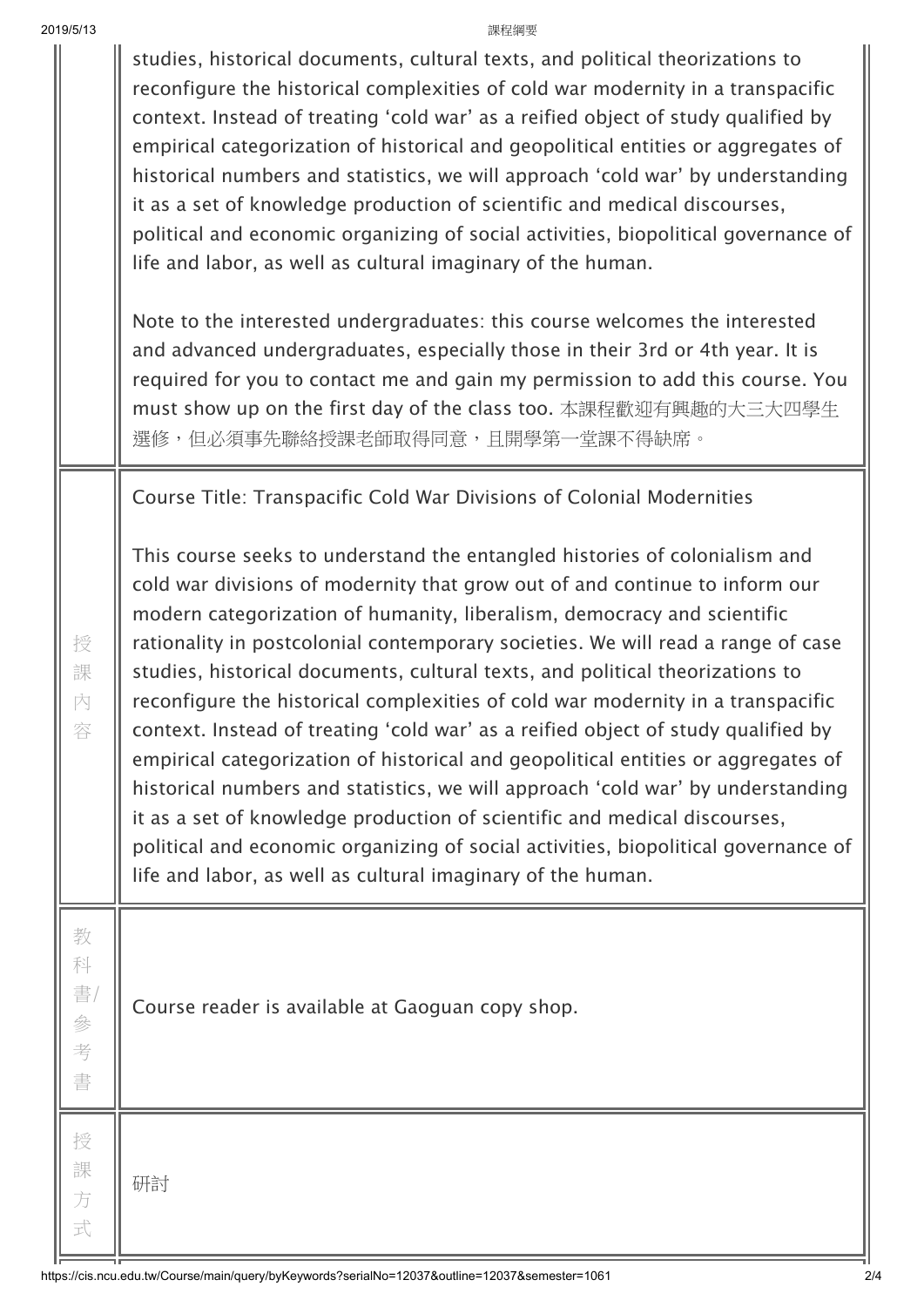| | |
|---|---|
| | studies, historical documents, cultural texts, and political theorizations to reconfigure the historical complexities of cold war modernity in a transpacific context. Instead of treating 'cold war' as a reified object of study qualified by empirical categorization of historical and geopolitical entities or aggregates of historical numbers and statistics, we will approach 'cold war' by understanding it as a set of knowledge production of scientific and medical discourses, political and economic organizing of social activities, biopolitical governance of life and labor, as well as cultural imaginary of the human.<br><br>Note to the interested undergraduates: this course welcomes the interested and advanced undergraduates, especially those in their 3rd or 4th year. It is required for you to contact me and gain my permission to add this course. You must show up on the first day of the class too. 本課程歡迎有興趣的大三大四學生選修，但必須事先聯絡授課老師取得同意，且開學第一堂課不得缺席。 |
| 授課內容 | Course Title: Transpacific Cold War Divisions of Colonial Modernities<br><br>This course seeks to understand the entangled histories of colonialism and cold war divisions of modernity that grow out of and continue to inform our modern categorization of humanity, liberalism, democracy and scientific rationality in postcolonial contemporary societies. We will read a range of case studies, historical documents, cultural texts, and political theorizations to reconfigure the historical complexities of cold war modernity in a transpacific context. Instead of treating 'cold war' as a reified object of study qualified by empirical categorization of historical and geopolitical entities or aggregates of historical numbers and statistics, we will approach 'cold war' by understanding it as a set of knowledge production of scientific and medical discourses, political and economic organizing of social activities, biopolitical governance of life and labor, as well as cultural imaginary of the human. |
| 教科書/參考書 | Course reader is available at Gaoguan copy shop. |
| 授課方式 | 研討 |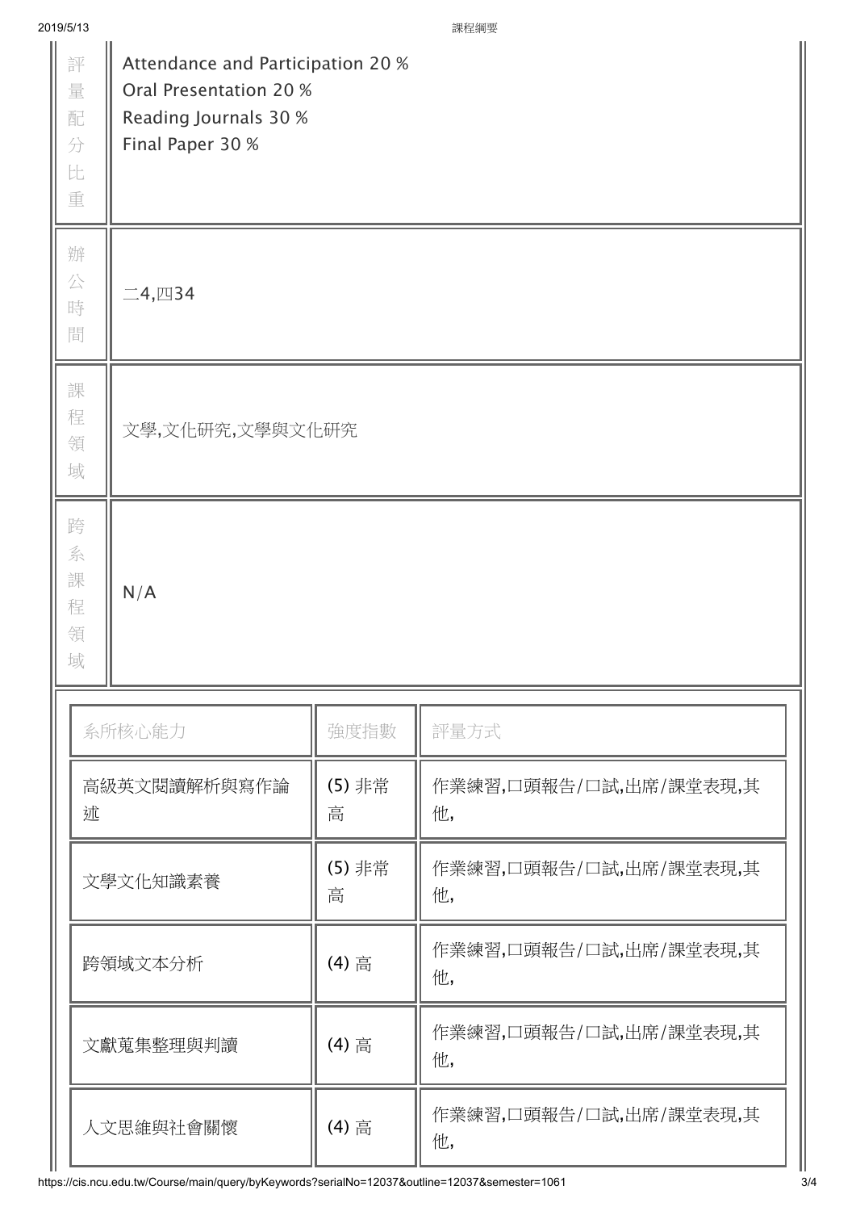| | |
|---|---|
| 評量配分比重 | Attendance and Participation 20 %<br>Oral Presentation 20 %<br>Reading Journals 30 %<br>Final Paper 30 % |
| 辦公時間 | 二4,四34 |
| 課程領域 | 文學,文化研究,文學與文化研究 |
| 跨系課程領域 | N/A |

| 系所核心能力 | 強度指數 | 評量方式 |
|---|---|---|
| 高級英文閱讀解析與寫作論述 | (5) 非常高 | 作業練習,口頭報告/口試,出席/課堂表現,其他, |
| 文學文化知識素養 | (5) 非常高 | 作業練習,口頭報告/口試,出席/課堂表現,其他, |
| 跨領域文本分析 | (4) 高 | 作業練習,口頭報告/口試,出席/課堂表現,其他, |
| 文獻蒐集整理與判讀 | (4) 高 | 作業練習,口頭報告/口試,出席/課堂表現,其他, |
| 人文思維與社會關懷 | (4) 高 | 作業練習,口頭報告/口試,出席/課堂表現,其他, |